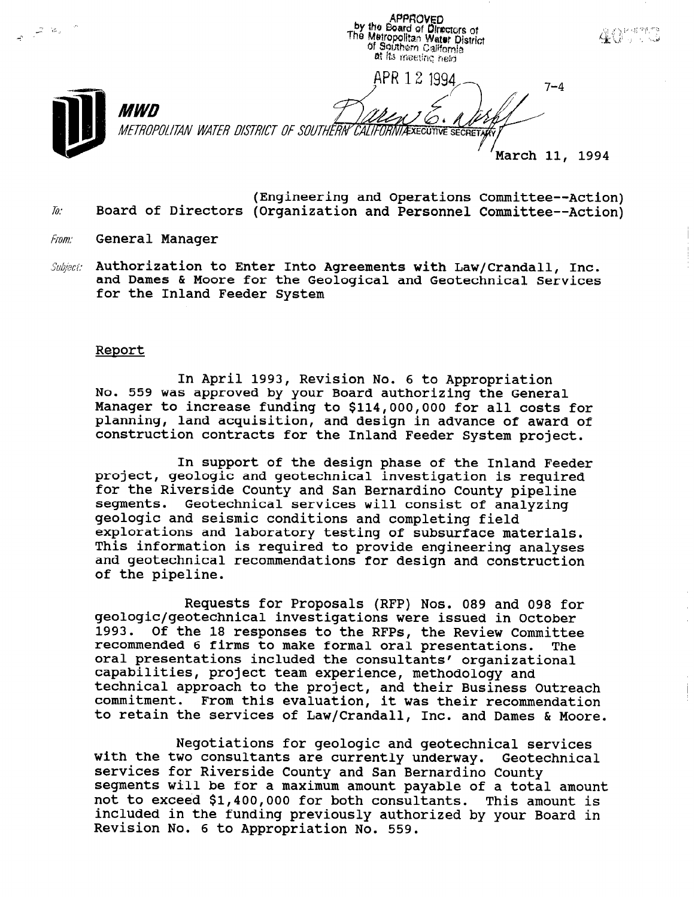APPROVED
by the Board of Directors of
The Metropolitan Water District
of Southern California
at its meeting held

APR 12 1994

EXECUTIVE SECRETARY

7-4

**MWD**

*METROPOLITAN WATER DISTRICT OF SOUTHERN CALIFORNIA*

March 11, 1994

*To:* Board of Directors (Engineering and Operations Committee--Action)
(Organization and Personnel Committee--Action)

*From:* General Manager

*Subject:* Authorization to Enter Into Agreements with Law/Crandall, Inc. and Dames & Moore for the Geological and Geotechnical Services for the Inland Feeder System

## Report

In April 1993, Revision No. 6 to Appropriation No. 559 was approved by your Board authorizing the General Manager to increase funding to $114,000,000 for all costs for planning, land acquisition, and design in advance of award of construction contracts for the Inland Feeder System project.

In support of the design phase of the Inland Feeder project, geologic and geotechnical investigation is required for the Riverside County and San Bernardino County pipeline segments. Geotechnical services will consist of analyzing geologic and seismic conditions and completing field explorations and laboratory testing of subsurface materials. This information is required to provide engineering analyses and geotechnical recommendations for design and construction of the pipeline.

Requests for Proposals (RFP) Nos. 089 and 098 for geologic/geotechnical investigations were issued in October 1993. Of the 18 responses to the RFPs, the Review Committee recommended 6 firms to make formal oral presentations. The oral presentations included the consultants' organizational capabilities, project team experience, methodology and technical approach to the project, and their Business Outreach commitment. From this evaluation, it was their recommendation to retain the services of Law/Crandall, Inc. and Dames & Moore.

Negotiations for geologic and geotechnical services with the two consultants are currently underway. Geotechnical services for Riverside County and San Bernardino County segments will be for a maximum amount payable of a total amount not to exceed $1,400,000 for both consultants. This amount is included in the funding previously authorized by your Board in Revision No. 6 to Appropriation No. 559.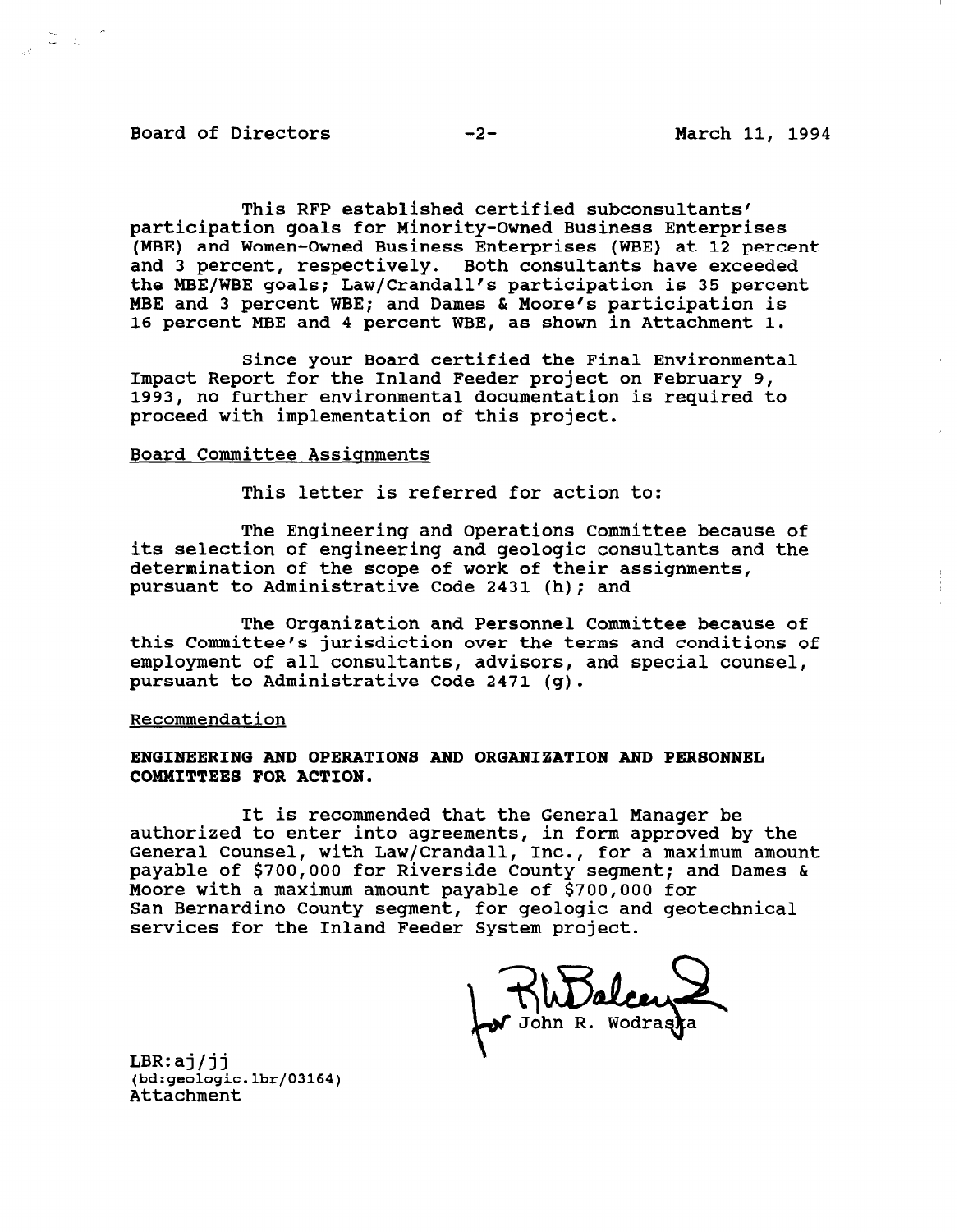This RFP established certified subconsultants' participation goals for Minority-Owned Business Enterprises (MBE) and Women-Owned Business Enterprises (WBE) at 12 percent and 3 percent, respectively. Both consultants have exceeded the MBE/WBE goals; Law/Crandall's participation is 35 percent MBE and 3 percent WBE; and Dames & Moore's participation is 16 percent MBE and 4 percent WBE, as shown in Attachment 1.

Since your Board certified the Final Environmental Impact Report for the Inland Feeder project on February 9, 1993, no further environmental documentation is required to proceed with implementation of this project.

Board Committee Assignments

This letter is referred for action to:

The Engineering and Operations Committee because of its selection of engineering and geologic consultants and the determination of the scope of work of their assignments, pursuant to Administrative Code 2431 (h); and

The Organization and Personnel Committee because of this Committee's jurisdiction over the terms and conditions of employment of all consultants, advisors, and special counsel, pursuant to Administrative Code 2471 (g).

Recommendation

**ENGINEERING AND OPERATIONS AND ORGANIZATION AND PERSONNEL COMMITTEES FOR ACTION.**

It is recommended that the General Manager be authorized to enter into agreements, in form approved by the General Counsel, with Law/Crandall, Inc., for a maximum amount payable of $700,000 for Riverside County segment; and Dames & Moore with a maximum amount payable of $700,000 for San Bernardino County segment, for geologic and geotechnical services for the Inland Feeder System project.

for John R. Wodraska

LBR:aj/jj
(bd:geologic.lbr/03164)
Attachment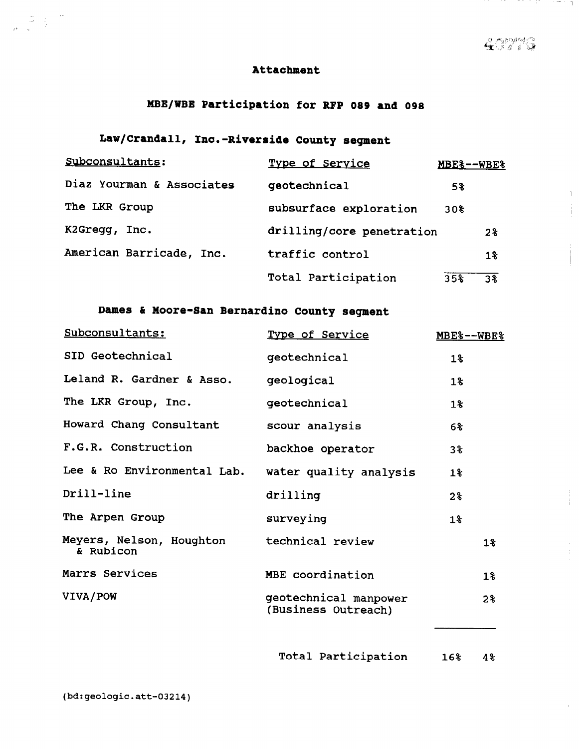**Attachment**

**MBE/WBE Participation for RFP 089 and 098**

**Law/Crandall, Inc.-Riverside County segment**

| Subconsultants: | Type of Service | MBE% | WBE% |
|---|---|---|---|
| Diaz Yourman & Associates | geotechnical | 5% | |
| The LKR Group | subsurface exploration | 30% | |
| K2Gregg, Inc. | drilling/core penetration | | 2% |
| American Barricade, Inc. | traffic control | | 1% |
| | Total Participation | 35% | 3% |

**Dames & Moore-San Bernardino County segment**

| Subconsultants: | Type of Service | MBE% | WBE% |
|---|---|---|---|
| SID Geotechnical | geotechnical | 1% | |
| Leland R. Gardner & Asso. | geological | 1% | |
| The LKR Group, Inc. | geotechnical | 1% | |
| Howard Chang Consultant | scour analysis | 6% | |
| F.G.R. Construction | backhoe operator | 3% | |
| Lee & Ro Environmental Lab. | water quality analysis | 1% | |
| Drill-line | drilling | 2% | |
| The Arpen Group | surveying | 1% | |
| Meyers, Nelson, Houghton & Rubicon | technical review | | 1% |
| Marrs Services | MBE coordination | | 1% |
| VIVA/POW | geotechnical manpower (Business Outreach) | | 2% |
| | Total Participation | 16% | 4% |

(bd:geologic.att-03214)